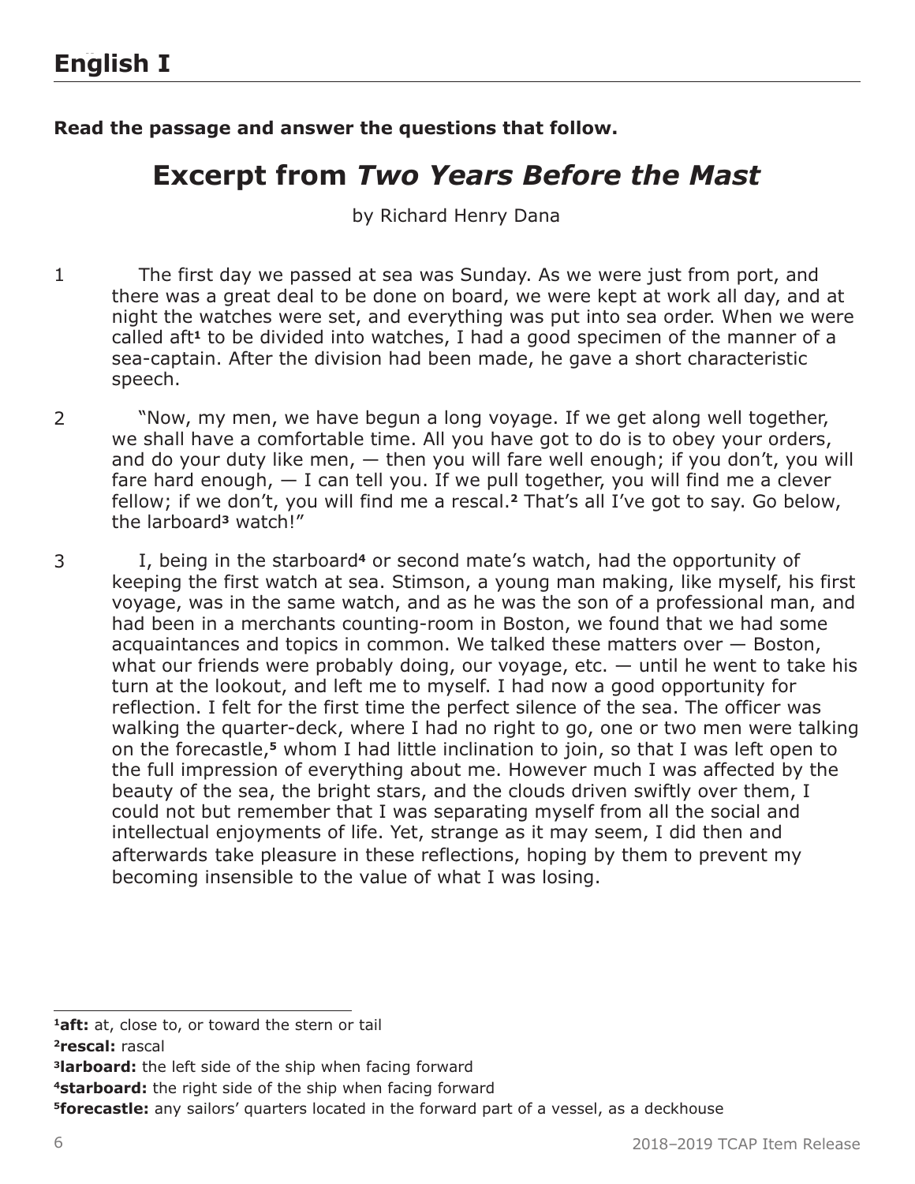**Read the passage and answer the questions that follow.**

# Excerpt from *Two Years Before the Mast*

by Richard Henry Dana

1 The first day we passed at sea was Sunday. As we were just from port, and there was a great deal to be done on board, we were kept at work all day, and at night the watches were set, and everything was put into sea order. When we were called aft[1] to be divided into watches, I had a good specimen of the manner of a sea-captain. After the division had been made, he gave a short characteristic speech.

2 "Now, my men, we have begun a long voyage. If we get along well together, we shall have a comfortable time. All you have got to do is to obey your orders, and do your duty like men, — then you will fare well enough; if you don't, you will fare hard enough, — I can tell you. If we pull together, you will find me a clever fellow; if we don't, you will find me a rescal.[2] That's all I've got to say. Go below, the larboard[3] watch!"

3 I, being in the starboard[4] or second mate's watch, had the opportunity of keeping the first watch at sea. Stimson, a young man making, like myself, his first voyage, was in the same watch, and as he was the son of a professional man, and had been in a merchants counting-room in Boston, we found that we had some acquaintances and topics in common. We talked these matters over — Boston, what our friends were probably doing, our voyage, etc. — until he went to take his turn at the lookout, and left me to myself. I had now a good opportunity for reflection. I felt for the first time the perfect silence of the sea. The officer was walking the quarter-deck, where I had no right to go, one or two men were talking on the forecastle,[5] whom I had little inclination to join, so that I was left open to the full impression of everything about me. However much I was affected by the beauty of the sea, the bright stars, and the clouds driven swiftly over them, I could not but remember that I was separating myself from all the social and intellectual enjoyments of life. Yet, strange as it may seem, I did then and afterwards take pleasure in these reflections, hoping by them to prevent my becoming insensible to the value of what I was losing.

---

[1] **aft:** at, close to, or toward the stern or tail

[2] **rescal:** rascal

[3] **larboard:** the left side of the ship when facing forward

[4] **starboard:** the right side of the ship when facing forward

[5] **forecastle:** any sailors' quarters located in the forward part of a vessel, as a deckhouse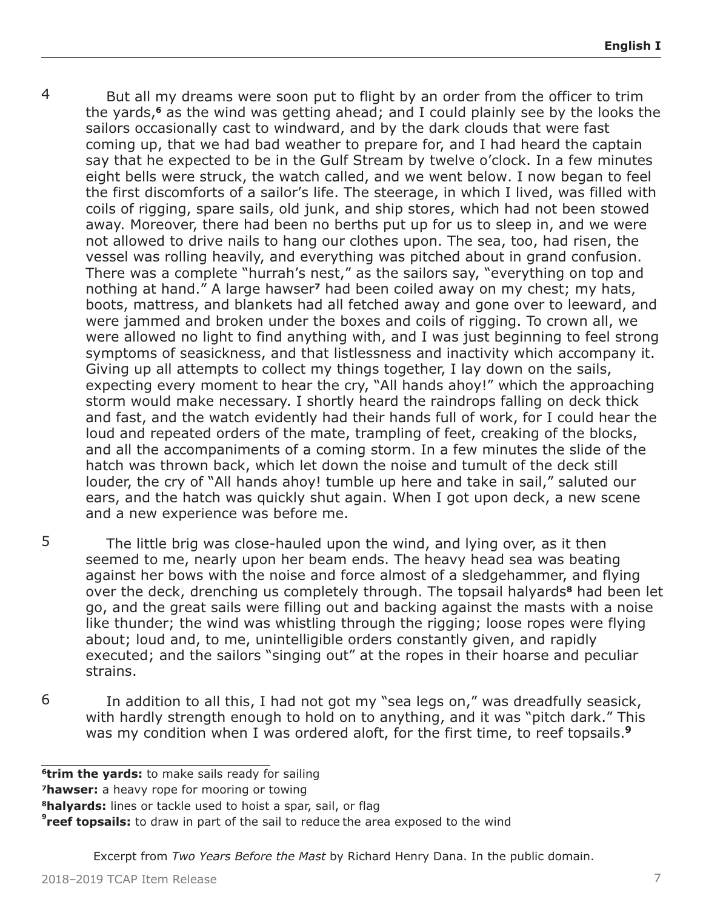4 But all my dreams were soon put to flight by an order from the officer to trim the yards,[6] as the wind was getting ahead; and I could plainly see by the looks the sailors occasionally cast to windward, and by the dark clouds that were fast coming up, that we had bad weather to prepare for, and I had heard the captain say that he expected to be in the Gulf Stream by twelve o'clock. In a few minutes eight bells were struck, the watch called, and we went below. I now began to feel the first discomforts of a sailor's life. The steerage, in which I lived, was filled with coils of rigging, spare sails, old junk, and ship stores, which had not been stowed away. Moreover, there had been no berths put up for us to sleep in, and we were not allowed to drive nails to hang our clothes upon. The sea, too, had risen, the vessel was rolling heavily, and everything was pitched about in grand confusion. There was a complete "hurrah's nest," as the sailors say, "everything on top and nothing at hand." A large hawser[7] had been coiled away on my chest; my hats, boots, mattress, and blankets had all fetched away and gone over to leeward, and were jammed and broken under the boxes and coils of rigging. To crown all, we were allowed no light to find anything with, and I was just beginning to feel strong symptoms of seasickness, and that listlessness and inactivity which accompany it. Giving up all attempts to collect my things together, I lay down on the sails, expecting every moment to hear the cry, "All hands ahoy!" which the approaching storm would make necessary. I shortly heard the raindrops falling on deck thick and fast, and the watch evidently had their hands full of work, for I could hear the loud and repeated orders of the mate, trampling of feet, creaking of the blocks, and all the accompaniments of a coming storm. In a few minutes the slide of the hatch was thrown back, which let down the noise and tumult of the deck still louder, the cry of "All hands ahoy! tumble up here and take in sail," saluted our ears, and the hatch was quickly shut again. When I got upon deck, a new scene and a new experience was before me.

5 The little brig was close-hauled upon the wind, and lying over, as it then seemed to me, nearly upon her beam ends. The heavy head sea was beating against her bows with the noise and force almost of a sledgehammer, and flying over the deck, drenching us completely through. The topsail halyards[8] had been let go, and the great sails were filling out and backing against the masts with a noise like thunder; the wind was whistling through the rigging; loose ropes were flying about; loud and, to me, unintelligible orders constantly given, and rapidly executed; and the sailors "singing out" at the ropes in their hoarse and peculiar strains.

6 In addition to all this, I had not got my "sea legs on," was dreadfully seasick, with hardly strength enough to hold on to anything, and it was "pitch dark." This was my condition when I was ordered aloft, for the first time, to reef topsails.[9]

---

[6]**trim the yards:** to make sails ready for sailing

[7]**hawser:** a heavy rope for mooring or towing

[8]**halyards:** lines or tackle used to hoist a spar, sail, or flag

[9]**reef topsails:** to draw in part of the sail to reduce the area exposed to the wind

Excerpt from *Two Years Before the Mast* by Richard Henry Dana. In the public domain.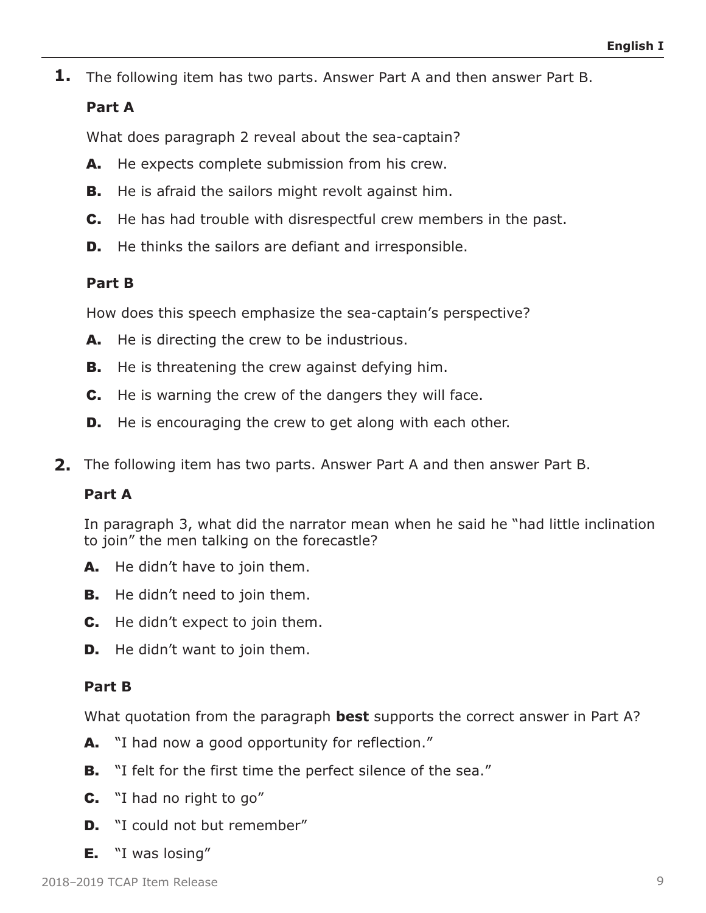**1.** The following item has two parts. Answer Part A and then answer Part B.

**Part A**

What does paragraph 2 reveal about the sea-captain?

- **A.** He expects complete submission from his crew.
- **B.** He is afraid the sailors might revolt against him.
- **C.** He has had trouble with disrespectful crew members in the past.
- **D.** He thinks the sailors are defiant and irresponsible.

**Part B**

How does this speech emphasize the sea-captain's perspective?

- **A.** He is directing the crew to be industrious.
- **B.** He is threatening the crew against defying him.
- **C.** He is warning the crew of the dangers they will face.
- **D.** He is encouraging the crew to get along with each other.

**2.** The following item has two parts. Answer Part A and then answer Part B.

**Part A**

In paragraph 3, what did the narrator mean when he said he "had little inclination to join" the men talking on the forecastle?

- **A.** He didn't have to join them.
- **B.** He didn't need to join them.
- **C.** He didn't expect to join them.
- **D.** He didn't want to join them.

**Part B**

What quotation from the paragraph **best** supports the correct answer in Part A?

- **A.** "I had now a good opportunity for reflection."
- **B.** "I felt for the first time the perfect silence of the sea."
- **C.** "I had no right to go"
- **D.** "I could not but remember"
- **E.** "I was losing"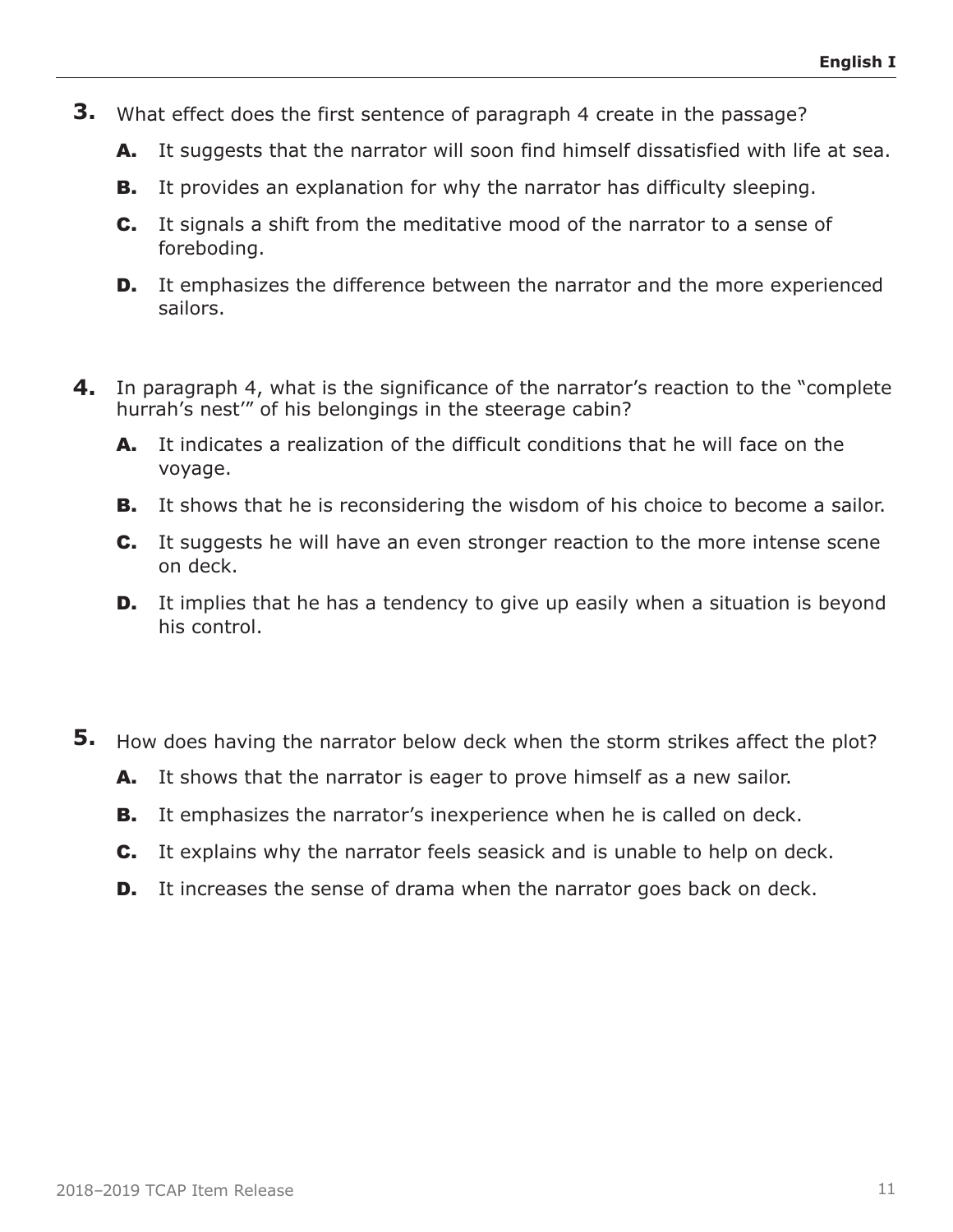**3.** What effect does the first sentence of paragraph 4 create in the passage?

**A.** It suggests that the narrator will soon find himself dissatisfied with life at sea.

**B.** It provides an explanation for why the narrator has difficulty sleeping.

**C.** It signals a shift from the meditative mood of the narrator to a sense of foreboding.

**D.** It emphasizes the difference between the narrator and the more experienced sailors.

**4.** In paragraph 4, what is the significance of the narrator's reaction to the "complete hurrah's nest'" of his belongings in the steerage cabin?

**A.** It indicates a realization of the difficult conditions that he will face on the voyage.

**B.** It shows that he is reconsidering the wisdom of his choice to become a sailor.

**C.** It suggests he will have an even stronger reaction to the more intense scene on deck.

**D.** It implies that he has a tendency to give up easily when a situation is beyond his control.

**5.** How does having the narrator below deck when the storm strikes affect the plot?

**A.** It shows that the narrator is eager to prove himself as a new sailor.

**B.** It emphasizes the narrator's inexperience when he is called on deck.

**C.** It explains why the narrator feels seasick and is unable to help on deck.

**D.** It increases the sense of drama when the narrator goes back on deck.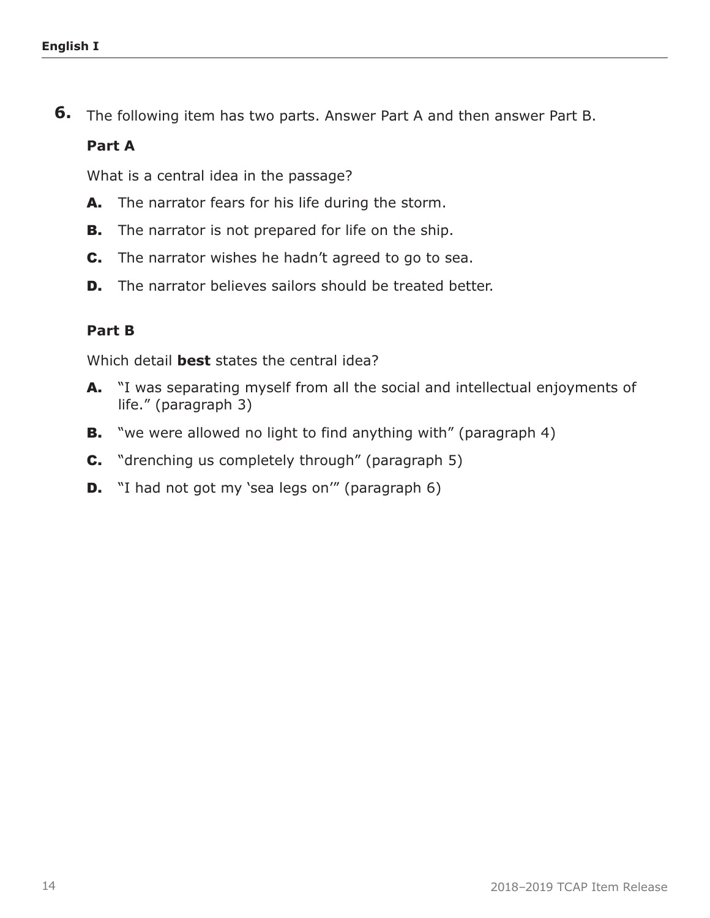**6.** The following item has two parts. Answer Part A and then answer Part B.

**Part A**

What is a central idea in the passage?

**A.** The narrator fears for his life during the storm.

**B.** The narrator is not prepared for life on the ship.

**C.** The narrator wishes he hadn't agreed to go to sea.

**D.** The narrator believes sailors should be treated better.

**Part B**

Which detail **best** states the central idea?

**A.** "I was separating myself from all the social and intellectual enjoyments of life." (paragraph 3)

**B.** "we were allowed no light to find anything with" (paragraph 4)

**C.** "drenching us completely through" (paragraph 5)

**D.** "I had not got my 'sea legs on'" (paragraph 6)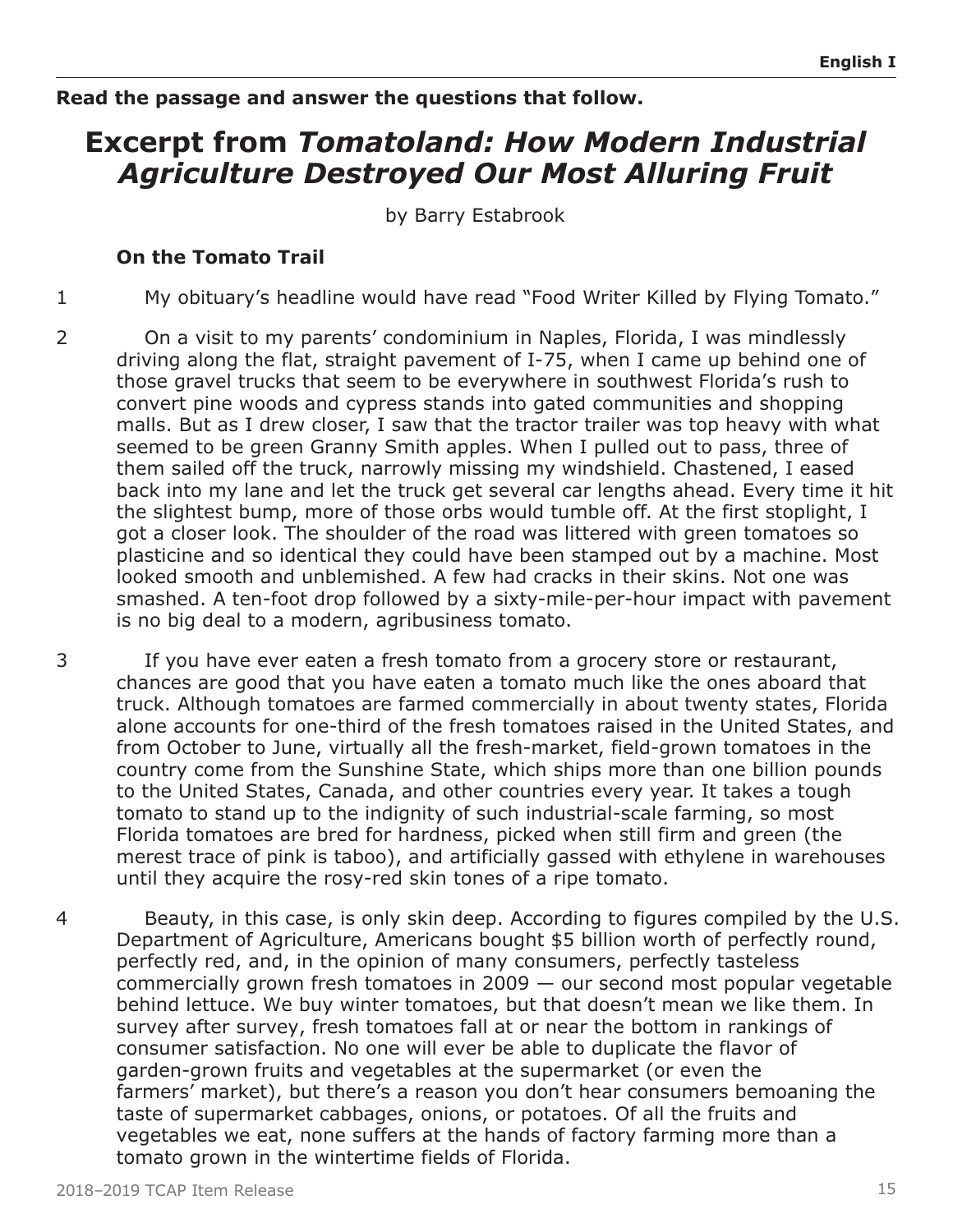**Read the passage and answer the questions that follow.**

# Excerpt from *Tomatoland: How Modern Industrial Agriculture Destroyed Our Most Alluring Fruit*

by Barry Estabrook

### On the Tomato Trail

1 My obituary's headline would have read "Food Writer Killed by Flying Tomato."

2 On a visit to my parents' condominium in Naples, Florida, I was mindlessly driving along the flat, straight pavement of I-75, when I came up behind one of those gravel trucks that seem to be everywhere in southwest Florida's rush to convert pine woods and cypress stands into gated communities and shopping malls. But as I drew closer, I saw that the tractor trailer was top heavy with what seemed to be green Granny Smith apples. When I pulled out to pass, three of them sailed off the truck, narrowly missing my windshield. Chastened, I eased back into my lane and let the truck get several car lengths ahead. Every time it hit the slightest bump, more of those orbs would tumble off. At the first stoplight, I got a closer look. The shoulder of the road was littered with green tomatoes so plasticine and so identical they could have been stamped out by a machine. Most looked smooth and unblemished. A few had cracks in their skins. Not one was smashed. A ten-foot drop followed by a sixty-mile-per-hour impact with pavement is no big deal to a modern, agribusiness tomato.

3 If you have ever eaten a fresh tomato from a grocery store or restaurant, chances are good that you have eaten a tomato much like the ones aboard that truck. Although tomatoes are farmed commercially in about twenty states, Florida alone accounts for one-third of the fresh tomatoes raised in the United States, and from October to June, virtually all the fresh-market, field-grown tomatoes in the country come from the Sunshine State, which ships more than one billion pounds to the United States, Canada, and other countries every year. It takes a tough tomato to stand up to the indignity of such industrial-scale farming, so most Florida tomatoes are bred for hardness, picked when still firm and green (the merest trace of pink is taboo), and artificially gassed with ethylene in warehouses until they acquire the rosy-red skin tones of a ripe tomato.

4 Beauty, in this case, is only skin deep. According to figures compiled by the U.S. Department of Agriculture, Americans bought $5 billion worth of perfectly round, perfectly red, and, in the opinion of many consumers, perfectly tasteless commercially grown fresh tomatoes in 2009 — our second most popular vegetable behind lettuce. We buy winter tomatoes, but that doesn't mean we like them. In survey after survey, fresh tomatoes fall at or near the bottom in rankings of consumer satisfaction. No one will ever be able to duplicate the flavor of garden-grown fruits and vegetables at the supermarket (or even the farmers' market), but there's a reason you don't hear consumers bemoaning the taste of supermarket cabbages, onions, or potatoes. Of all the fruits and vegetables we eat, none suffers at the hands of factory farming more than a tomato grown in the wintertime fields of Florida.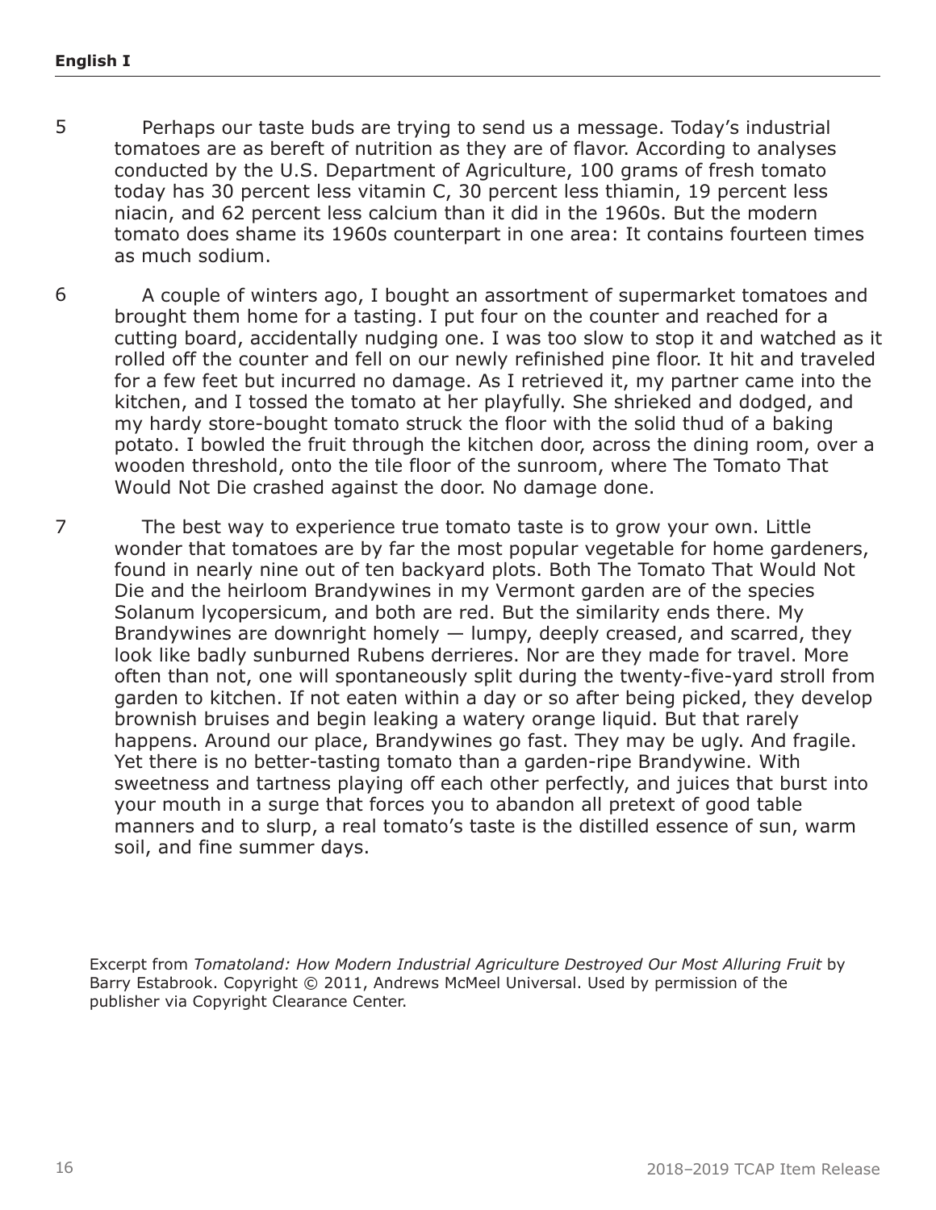5 Perhaps our taste buds are trying to send us a message. Today's industrial tomatoes are as bereft of nutrition as they are of flavor. According to analyses conducted by the U.S. Department of Agriculture, 100 grams of fresh tomato today has 30 percent less vitamin C, 30 percent less thiamin, 19 percent less niacin, and 62 percent less calcium than it did in the 1960s. But the modern tomato does shame its 1960s counterpart in one area: It contains fourteen times as much sodium.

6 A couple of winters ago, I bought an assortment of supermarket tomatoes and brought them home for a tasting. I put four on the counter and reached for a cutting board, accidentally nudging one. I was too slow to stop it and watched as it rolled off the counter and fell on our newly refinished pine floor. It hit and traveled for a few feet but incurred no damage. As I retrieved it, my partner came into the kitchen, and I tossed the tomato at her playfully. She shrieked and dodged, and my hardy store-bought tomato struck the floor with the solid thud of a baking potato. I bowled the fruit through the kitchen door, across the dining room, over a wooden threshold, onto the tile floor of the sunroom, where The Tomato That Would Not Die crashed against the door. No damage done.

7 The best way to experience true tomato taste is to grow your own. Little wonder that tomatoes are by far the most popular vegetable for home gardeners, found in nearly nine out of ten backyard plots. Both The Tomato That Would Not Die and the heirloom Brandywines in my Vermont garden are of the species Solanum lycopersicum, and both are red. But the similarity ends there. My Brandywines are downright homely — lumpy, deeply creased, and scarred, they look like badly sunburned Rubens derrieres. Nor are they made for travel. More often than not, one will spontaneously split during the twenty-five-yard stroll from garden to kitchen. If not eaten within a day or so after being picked, they develop brownish bruises and begin leaking a watery orange liquid. But that rarely happens. Around our place, Brandywines go fast. They may be ugly. And fragile. Yet there is no better-tasting tomato than a garden-ripe Brandywine. With sweetness and tartness playing off each other perfectly, and juices that burst into your mouth in a surge that forces you to abandon all pretext of good table manners and to slurp, a real tomato's taste is the distilled essence of sun, warm soil, and fine summer days.

Excerpt from *Tomatoland: How Modern Industrial Agriculture Destroyed Our Most Alluring Fruit* by Barry Estabrook. Copyright © 2011, Andrews McMeel Universal. Used by permission of the publisher via Copyright Clearance Center.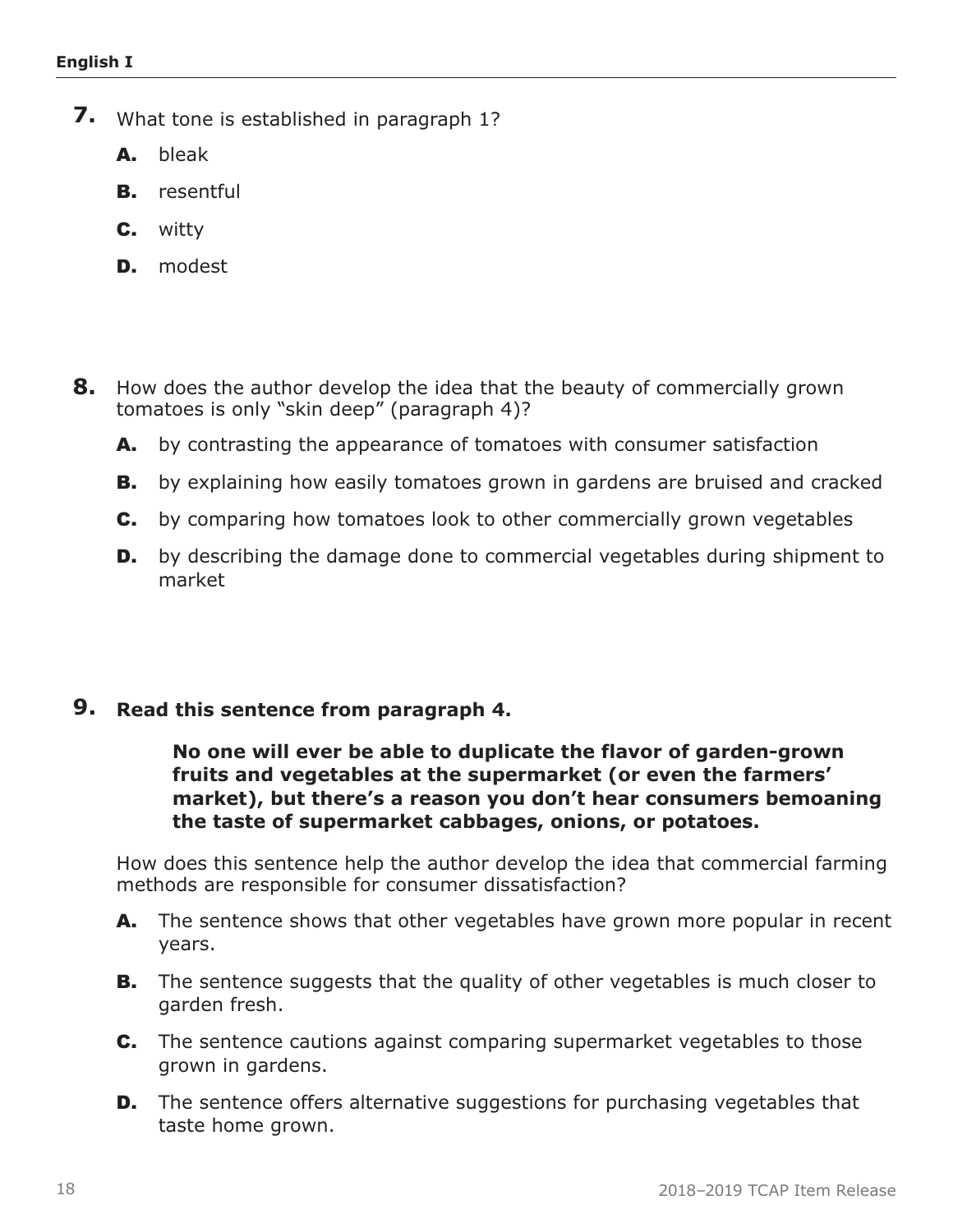**7.** What tone is established in paragraph 1?

**A.** bleak

**B.** resentful

**C.** witty

**D.** modest

**8.** How does the author develop the idea that the beauty of commercially grown tomatoes is only "skin deep" (paragraph 4)?

**A.** by contrasting the appearance of tomatoes with consumer satisfaction

**B.** by explaining how easily tomatoes grown in gardens are bruised and cracked

**C.** by comparing how tomatoes look to other commercially grown vegetables

**D.** by describing the damage done to commercial vegetables during shipment to market

**9.** **Read this sentence from paragraph 4.**

> **No one will ever be able to duplicate the flavor of garden-grown fruits and vegetables at the supermarket (or even the farmers' market), but there's a reason you don't hear consumers bemoaning the taste of supermarket cabbages, onions, or potatoes.**

How does this sentence help the author develop the idea that commercial farming methods are responsible for consumer dissatisfaction?

**A.** The sentence shows that other vegetables have grown more popular in recent years.

**B.** The sentence suggests that the quality of other vegetables is much closer to garden fresh.

**C.** The sentence cautions against comparing supermarket vegetables to those grown in gardens.

**D.** The sentence offers alternative suggestions for purchasing vegetables that taste home grown.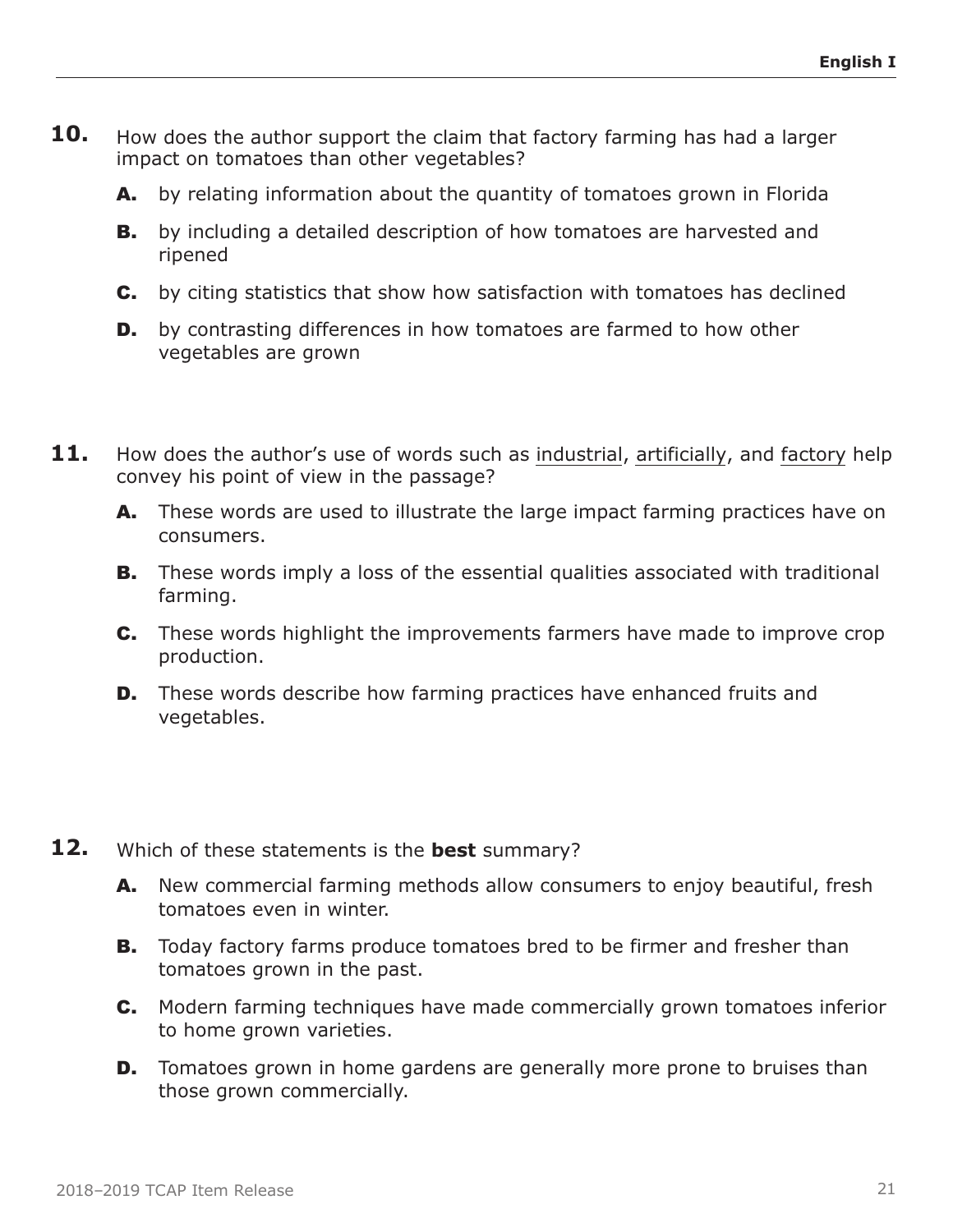**10.** How does the author support the claim that factory farming has had a larger impact on tomatoes than other vegetables?

**A.** by relating information about the quantity of tomatoes grown in Florida

**B.** by including a detailed description of how tomatoes are harvested and ripened

**C.** by citing statistics that show how satisfaction with tomatoes has declined

**D.** by contrasting differences in how tomatoes are farmed to how other vegetables are grown

**11.** How does the author's use of words such as <u>industrial</u>, <u>artificially</u>, and <u>factory</u> help convey his point of view in the passage?

**A.** These words are used to illustrate the large impact farming practices have on consumers.

**B.** These words imply a loss of the essential qualities associated with traditional farming.

**C.** These words highlight the improvements farmers have made to improve crop production.

**D.** These words describe how farming practices have enhanced fruits and vegetables.

**12.** Which of these statements is the **best** summary?

**A.** New commercial farming methods allow consumers to enjoy beautiful, fresh tomatoes even in winter.

**B.** Today factory farms produce tomatoes bred to be firmer and fresher than tomatoes grown in the past.

**C.** Modern farming techniques have made commercially grown tomatoes inferior to home grown varieties.

**D.** Tomatoes grown in home gardens are generally more prone to bruises than those grown commercially.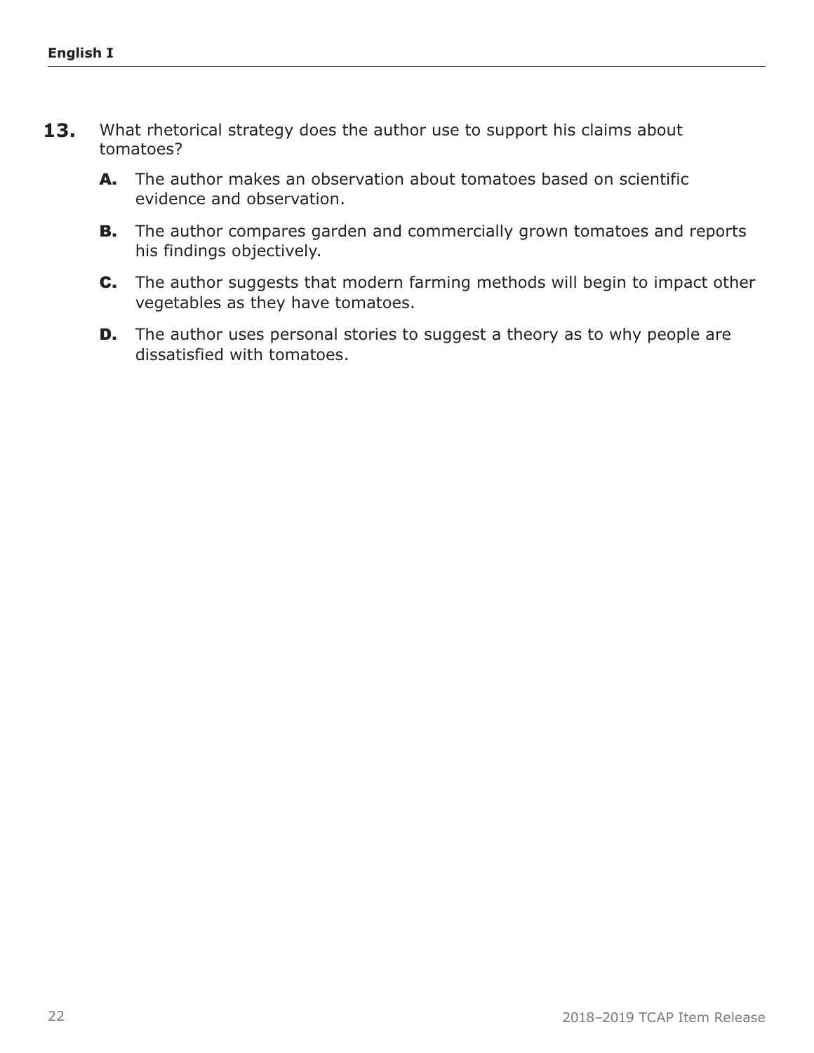**13.** What rhetorical strategy does the author use to support his claims about tomatoes?

**A.** The author makes an observation about tomatoes based on scientific evidence and observation.

**B.** The author compares garden and commercially grown tomatoes and reports his findings objectively.

**C.** The author suggests that modern farming methods will begin to impact other vegetables as they have tomatoes.

**D.** The author uses personal stories to suggest a theory as to why people are dissatisfied with tomatoes.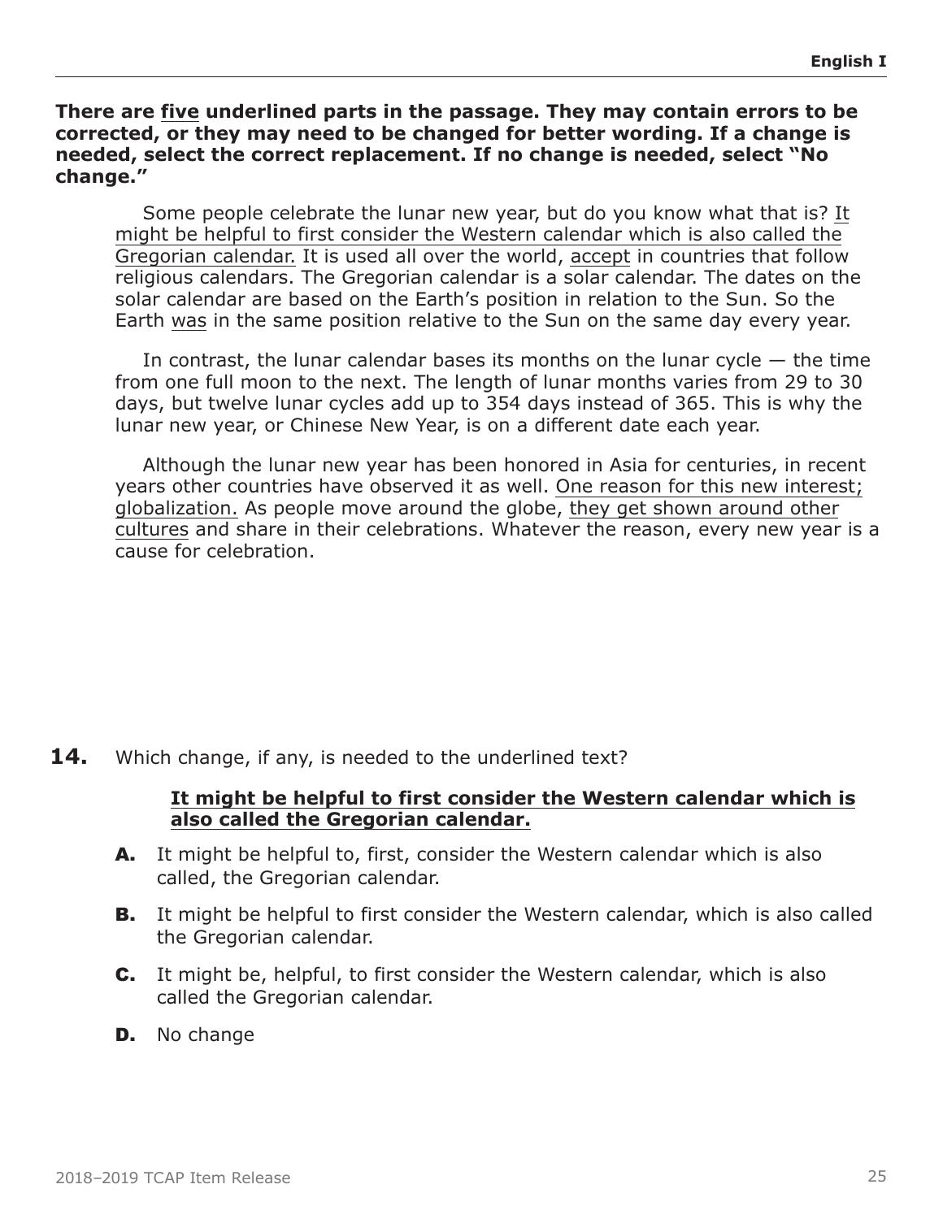**There are <u>five</u> underlined parts in the passage. They may contain errors to be corrected, or they may need to be changed for better wording. If a change is needed, select the correct replacement. If no change is needed, select "No change."**

Some people celebrate the lunar new year, but do you know what that is? <u>It might be helpful to first consider the Western calendar which is also called the Gregorian calendar.</u> It is used all over the world, <u>accept</u> in countries that follow religious calendars. The Gregorian calendar is a solar calendar. The dates on the solar calendar are based on the Earth's position in relation to the Sun. So the Earth <u>was</u> in the same position relative to the Sun on the same day every year.

In contrast, the lunar calendar bases its months on the lunar cycle — the time from one full moon to the next. The length of lunar months varies from 29 to 30 days, but twelve lunar cycles add up to 354 days instead of 365. This is why the lunar new year, or Chinese New Year, is on a different date each year.

Although the lunar new year has been honored in Asia for centuries, in recent years other countries have observed it as well. <u>One reason for this new interest; globalization.</u> As people move around the globe, <u>they get shown around other cultures</u> and share in their celebrations. Whatever the reason, every new year is a cause for celebration.

**14.** Which change, if any, is needed to the underlined text?

**<u>It might be helpful to first consider the Western calendar which is also called the Gregorian calendar.</u>**

**A.** It might be helpful to, first, consider the Western calendar which is also called, the Gregorian calendar.

**B.** It might be helpful to first consider the Western calendar, which is also called the Gregorian calendar.

**C.** It might be, helpful, to first consider the Western calendar, which is also called the Gregorian calendar.

**D.** No change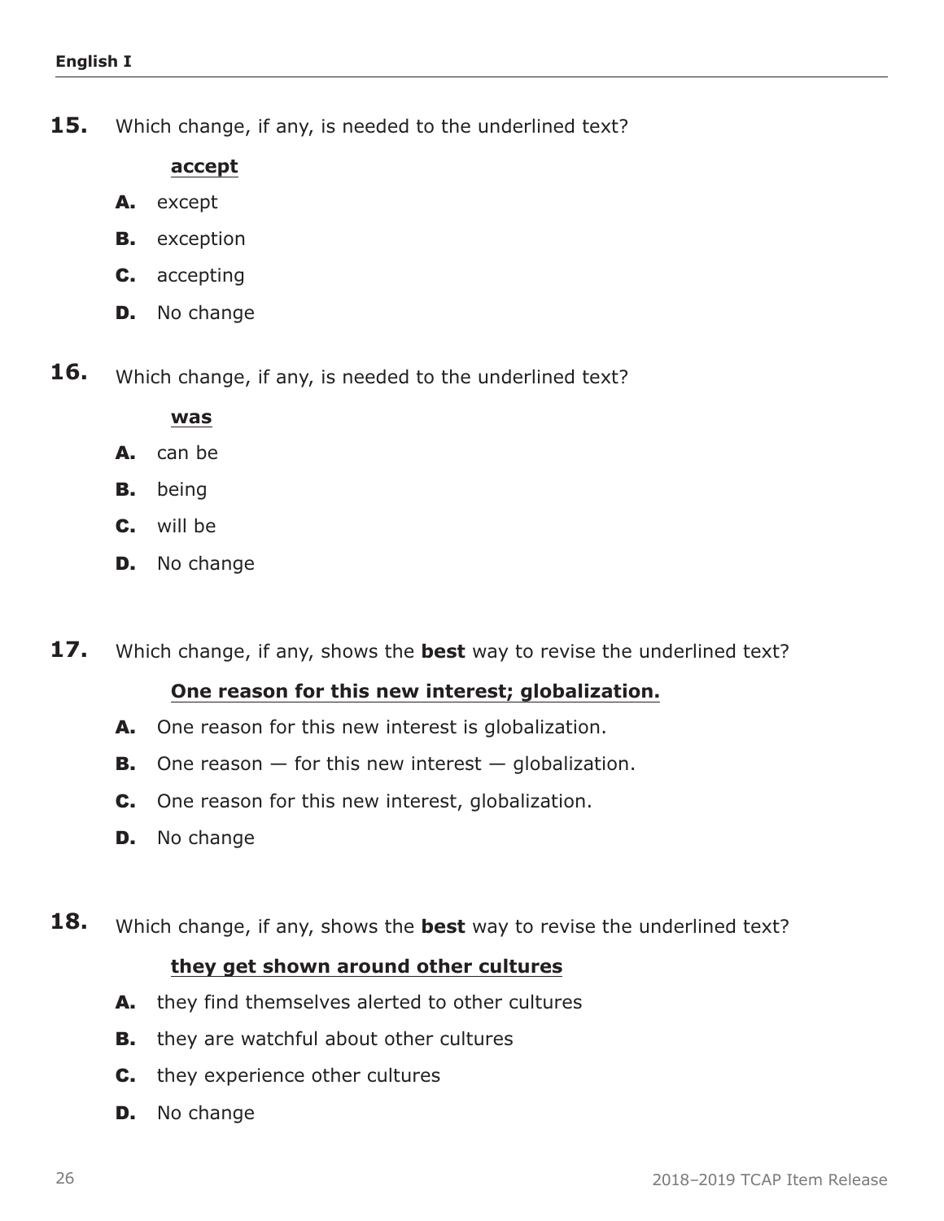**15.** Which change, if any, is needed to the underlined text?

<u>**accept**</u>

- **A.** except
- **B.** exception
- **C.** accepting
- **D.** No change

**16.** Which change, if any, is needed to the underlined text?

<u>**was**</u>

- **A.** can be
- **B.** being
- **C.** will be
- **D.** No change

**17.** Which change, if any, shows the **best** way to revise the underlined text?

<u>**One reason for this new interest; globalization.**</u>

- **A.** One reason for this new interest is globalization.
- **B.** One reason — for this new interest — globalization.
- **C.** One reason for this new interest, globalization.
- **D.** No change

**18.** Which change, if any, shows the **best** way to revise the underlined text?

<u>**they get shown around other cultures**</u>

- **A.** they find themselves alerted to other cultures
- **B.** they are watchful about other cultures
- **C.** they experience other cultures
- **D.** No change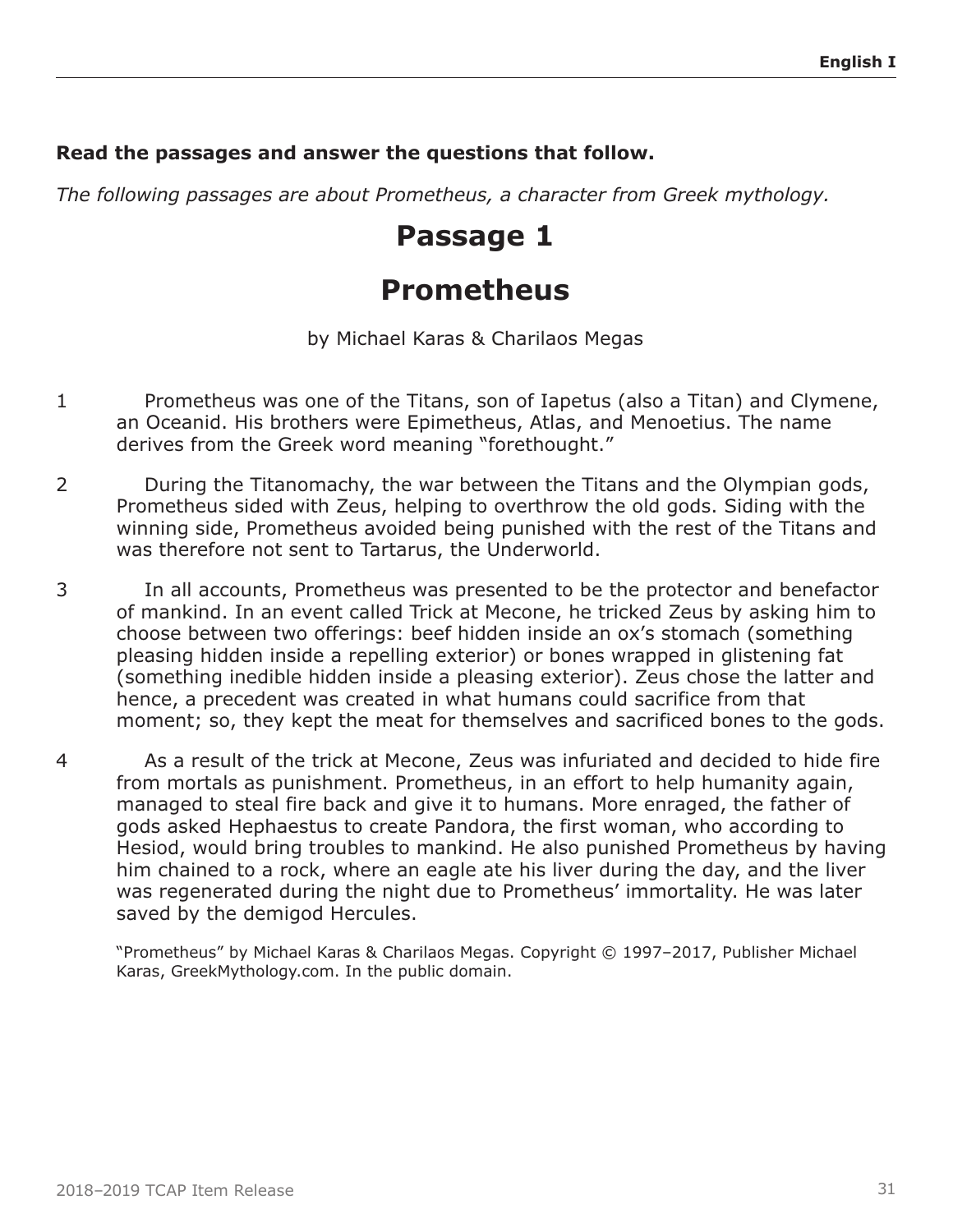**Read the passages and answer the questions that follow.**

*The following passages are about Prometheus, a character from Greek mythology.*

# Passage 1

# Prometheus

by Michael Karas & Charilaos Megas

1 Prometheus was one of the Titans, son of Iapetus (also a Titan) and Clymene, an Oceanid. His brothers were Epimetheus, Atlas, and Menoetius. The name derives from the Greek word meaning "forethought."

2 During the Titanomachy, the war between the Titans and the Olympian gods, Prometheus sided with Zeus, helping to overthrow the old gods. Siding with the winning side, Prometheus avoided being punished with the rest of the Titans and was therefore not sent to Tartarus, the Underworld.

3 In all accounts, Prometheus was presented to be the protector and benefactor of mankind. In an event called Trick at Mecone, he tricked Zeus by asking him to choose between two offerings: beef hidden inside an ox's stomach (something pleasing hidden inside a repelling exterior) or bones wrapped in glistening fat (something inedible hidden inside a pleasing exterior). Zeus chose the latter and hence, a precedent was created in what humans could sacrifice from that moment; so, they kept the meat for themselves and sacrificed bones to the gods.

4 As a result of the trick at Mecone, Zeus was infuriated and decided to hide fire from mortals as punishment. Prometheus, in an effort to help humanity again, managed to steal fire back and give it to humans. More enraged, the father of gods asked Hephaestus to create Pandora, the first woman, who according to Hesiod, would bring troubles to mankind. He also punished Prometheus by having him chained to a rock, where an eagle ate his liver during the day, and the liver was regenerated during the night due to Prometheus' immortality. He was later saved by the demigod Hercules.

"Prometheus" by Michael Karas & Charilaos Megas. Copyright © 1997–2017, Publisher Michael Karas, GreekMythology.com. In the public domain.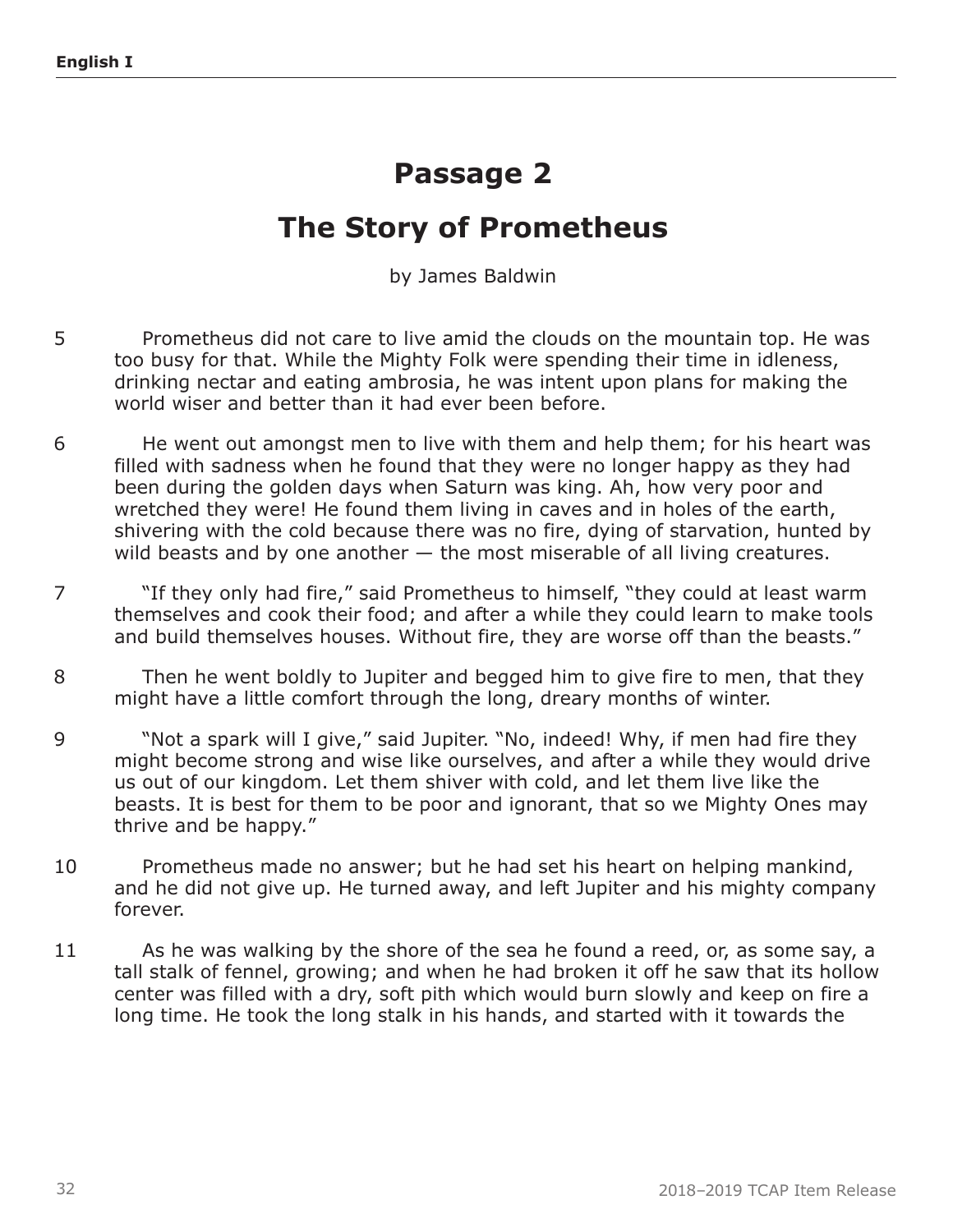# Passage 2

## The Story of Prometheus

by James Baldwin

5 Prometheus did not care to live amid the clouds on the mountain top. He was too busy for that. While the Mighty Folk were spending their time in idleness, drinking nectar and eating ambrosia, he was intent upon plans for making the world wiser and better than it had ever been before.

6 He went out amongst men to live with them and help them; for his heart was filled with sadness when he found that they were no longer happy as they had been during the golden days when Saturn was king. Ah, how very poor and wretched they were! He found them living in caves and in holes of the earth, shivering with the cold because there was no fire, dying of starvation, hunted by wild beasts and by one another — the most miserable of all living creatures.

7 "If they only had fire," said Prometheus to himself, "they could at least warm themselves and cook their food; and after a while they could learn to make tools and build themselves houses. Without fire, they are worse off than the beasts."

8 Then he went boldly to Jupiter and begged him to give fire to men, that they might have a little comfort through the long, dreary months of winter.

9 "Not a spark will I give," said Jupiter. "No, indeed! Why, if men had fire they might become strong and wise like ourselves, and after a while they would drive us out of our kingdom. Let them shiver with cold, and let them live like the beasts. It is best for them to be poor and ignorant, that so we Mighty Ones may thrive and be happy."

10 Prometheus made no answer; but he had set his heart on helping mankind, and he did not give up. He turned away, and left Jupiter and his mighty company forever.

11 As he was walking by the shore of the sea he found a reed, or, as some say, a tall stalk of fennel, growing; and when he had broken it off he saw that its hollow center was filled with a dry, soft pith which would burn slowly and keep on fire a long time. He took the long stalk in his hands, and started with it towards the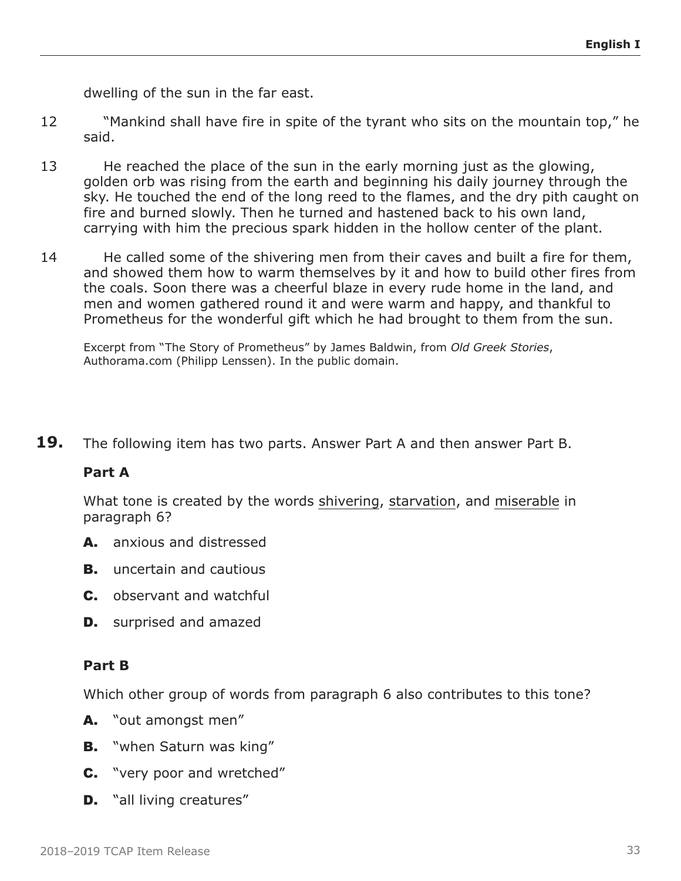dwelling of the sun in the far east.

12 "Mankind shall have fire in spite of the tyrant who sits on the mountain top," he said.

13 He reached the place of the sun in the early morning just as the glowing, golden orb was rising from the earth and beginning his daily journey through the sky. He touched the end of the long reed to the flames, and the dry pith caught on fire and burned slowly. Then he turned and hastened back to his own land, carrying with him the precious spark hidden in the hollow center of the plant.

14 He called some of the shivering men from their caves and built a fire for them, and showed them how to warm themselves by it and how to build other fires from the coals. Soon there was a cheerful blaze in every rude home in the land, and men and women gathered round it and were warm and happy, and thankful to Prometheus for the wonderful gift which he had brought to them from the sun.

Excerpt from "The Story of Prometheus" by James Baldwin, from *Old Greek Stories*, Authorama.com (Philipp Lenssen). In the public domain.

**19.** The following item has two parts. Answer Part A and then answer Part B.

**Part A**

What tone is created by the words <u>shivering</u>, <u>starvation</u>, and <u>miserable</u> in paragraph 6?

**A.** anxious and distressed

**B.** uncertain and cautious

**C.** observant and watchful

**D.** surprised and amazed

**Part B**

Which other group of words from paragraph 6 also contributes to this tone?

**A.** "out amongst men"

**B.** "when Saturn was king"

**C.** "very poor and wretched"

**D.** "all living creatures"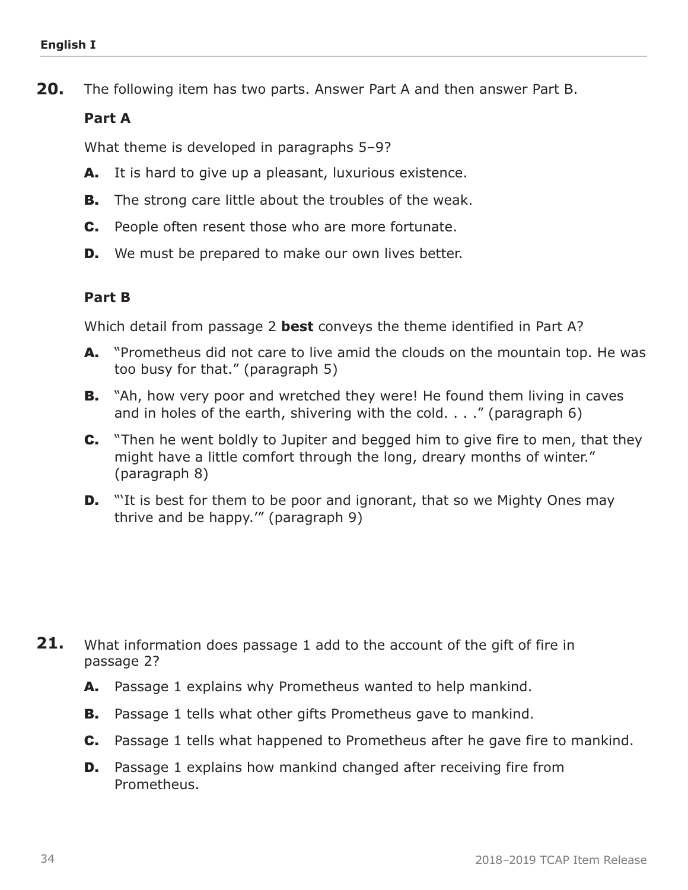**20.** The following item has two parts. Answer Part A and then answer Part B.

**Part A**

What theme is developed in paragraphs 5–9?

- **A.** It is hard to give up a pleasant, luxurious existence.
- **B.** The strong care little about the troubles of the weak.
- **C.** People often resent those who are more fortunate.
- **D.** We must be prepared to make our own lives better.

**Part B**

Which detail from passage 2 **best** conveys the theme identified in Part A?

- **A.** "Prometheus did not care to live amid the clouds on the mountain top. He was too busy for that." (paragraph 5)
- **B.** "Ah, how very poor and wretched they were! He found them living in caves and in holes of the earth, shivering with the cold. . . ." (paragraph 6)
- **C.** "Then he went boldly to Jupiter and begged him to give fire to men, that they might have a little comfort through the long, dreary months of winter." (paragraph 8)
- **D.** "'It is best for them to be poor and ignorant, that so we Mighty Ones may thrive and be happy.'" (paragraph 9)

**21.** What information does passage 1 add to the account of the gift of fire in passage 2?

- **A.** Passage 1 explains why Prometheus wanted to help mankind.
- **B.** Passage 1 tells what other gifts Prometheus gave to mankind.
- **C.** Passage 1 tells what happened to Prometheus after he gave fire to mankind.
- **D.** Passage 1 explains how mankind changed after receiving fire from Prometheus.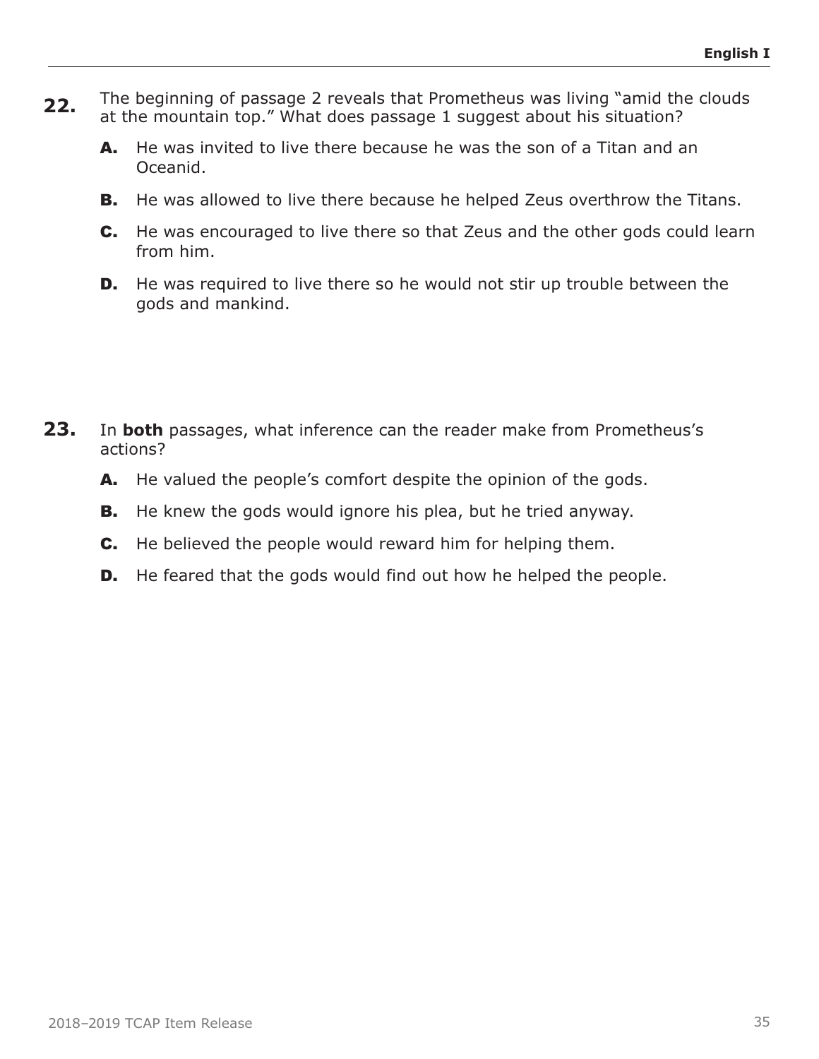**22.** The beginning of passage 2 reveals that Prometheus was living “amid the clouds at the mountain top.” What does passage 1 suggest about his situation?

- **A.** He was invited to live there because he was the son of a Titan and an Oceanid.
- **B.** He was allowed to live there because he helped Zeus overthrow the Titans.
- **C.** He was encouraged to live there so that Zeus and the other gods could learn from him.
- **D.** He was required to live there so he would not stir up trouble between the gods and mankind.

**23.** In **both** passages, what inference can the reader make from Prometheus’s actions?

- **A.** He valued the people’s comfort despite the opinion of the gods.
- **B.** He knew the gods would ignore his plea, but he tried anyway.
- **C.** He believed the people would reward him for helping them.
- **D.** He feared that the gods would find out how he helped the people.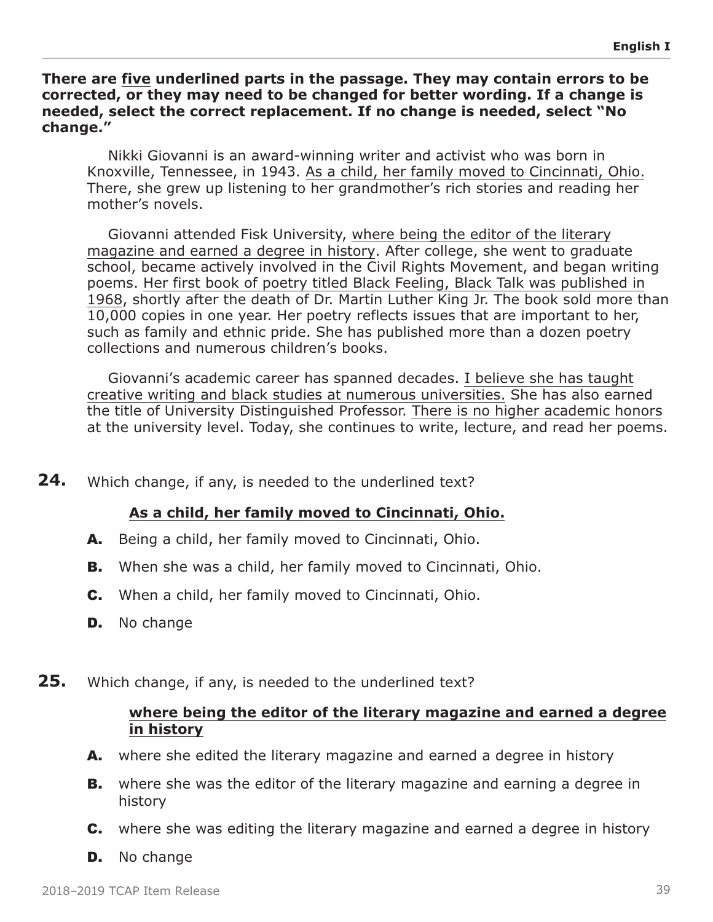**There are <u>five</u> underlined parts in the passage. They may contain errors to be corrected, or they may need to be changed for better wording. If a change is needed, select the correct replacement. If no change is needed, select "No change."**

Nikki Giovanni is an award-winning writer and activist who was born in Knoxville, Tennessee, in 1943. <u>As a child, her family moved to Cincinnati, Ohio.</u> There, she grew up listening to her grandmother's rich stories and reading her mother's novels.

Giovanni attended Fisk University, <u>where being the editor of the literary magazine and earned a degree in history</u>. After college, she went to graduate school, became actively involved in the Civil Rights Movement, and began writing poems. <u>Her first book of poetry titled Black Feeling, Black Talk was published in 1968</u>, shortly after the death of Dr. Martin Luther King Jr. The book sold more than 10,000 copies in one year. Her poetry reflects issues that are important to her, such as family and ethnic pride. She has published more than a dozen poetry collections and numerous children's books.

Giovanni's academic career has spanned decades. <u>I believe she has taught creative writing and black studies at numerous universities.</u> She has also earned the title of University Distinguished Professor. <u>There is no higher academic honors</u> at the university level. Today, she continues to write, lecture, and read her poems.

**24.** Which change, if any, is needed to the underlined text?

**<u>As a child, her family moved to Cincinnati, Ohio.</u>**

- **A.** Being a child, her family moved to Cincinnati, Ohio.
- **B.** When she was a child, her family moved to Cincinnati, Ohio.
- **C.** When a child, her family moved to Cincinnati, Ohio.
- **D.** No change

**25.** Which change, if any, is needed to the underlined text?

**<u>where being the editor of the literary magazine and earned a degree in history</u>**

- **A.** where she edited the literary magazine and earned a degree in history
- **B.** where she was the editor of the literary magazine and earning a degree in history
- **C.** where she was editing the literary magazine and earned a degree in history
- **D.** No change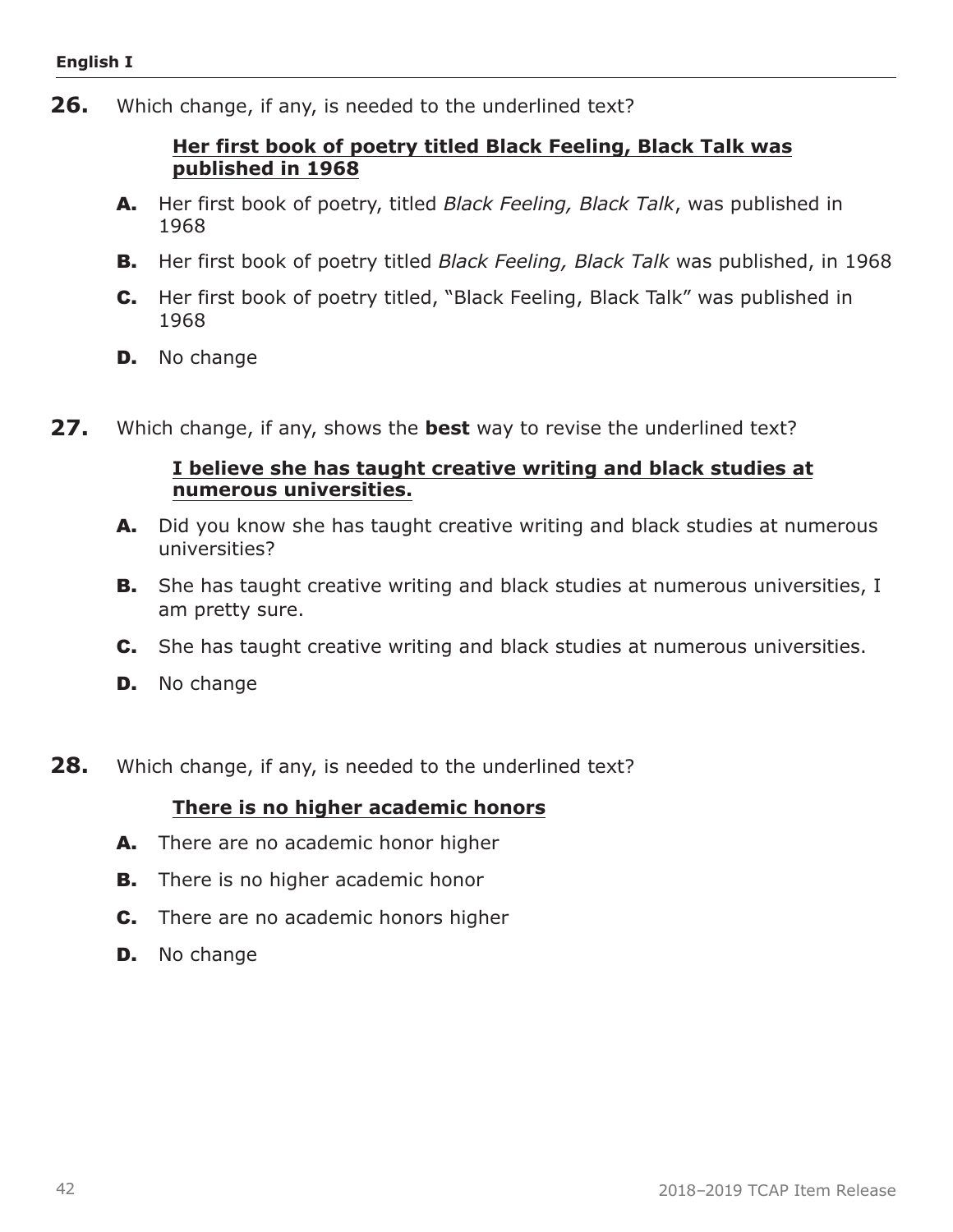**26.** Which change, if any, is needed to the underlined text?

**Her first book of poetry titled Black Feeling, Black Talk was published in 1968**

**A.** Her first book of poetry, titled *Black Feeling, Black Talk*, was published in 1968

**B.** Her first book of poetry titled *Black Feeling, Black Talk* was published, in 1968

**C.** Her first book of poetry titled, "Black Feeling, Black Talk" was published in 1968

**D.** No change

**27.** Which change, if any, shows the **best** way to revise the underlined text?

**I believe she has taught creative writing and black studies at numerous universities.**

**A.** Did you know she has taught creative writing and black studies at numerous universities?

**B.** She has taught creative writing and black studies at numerous universities, I am pretty sure.

**C.** She has taught creative writing and black studies at numerous universities.

**D.** No change

**28.** Which change, if any, is needed to the underlined text?

**There is no higher academic honors**

**A.** There are no academic honor higher

**B.** There is no higher academic honor

**C.** There are no academic honors higher

**D.** No change